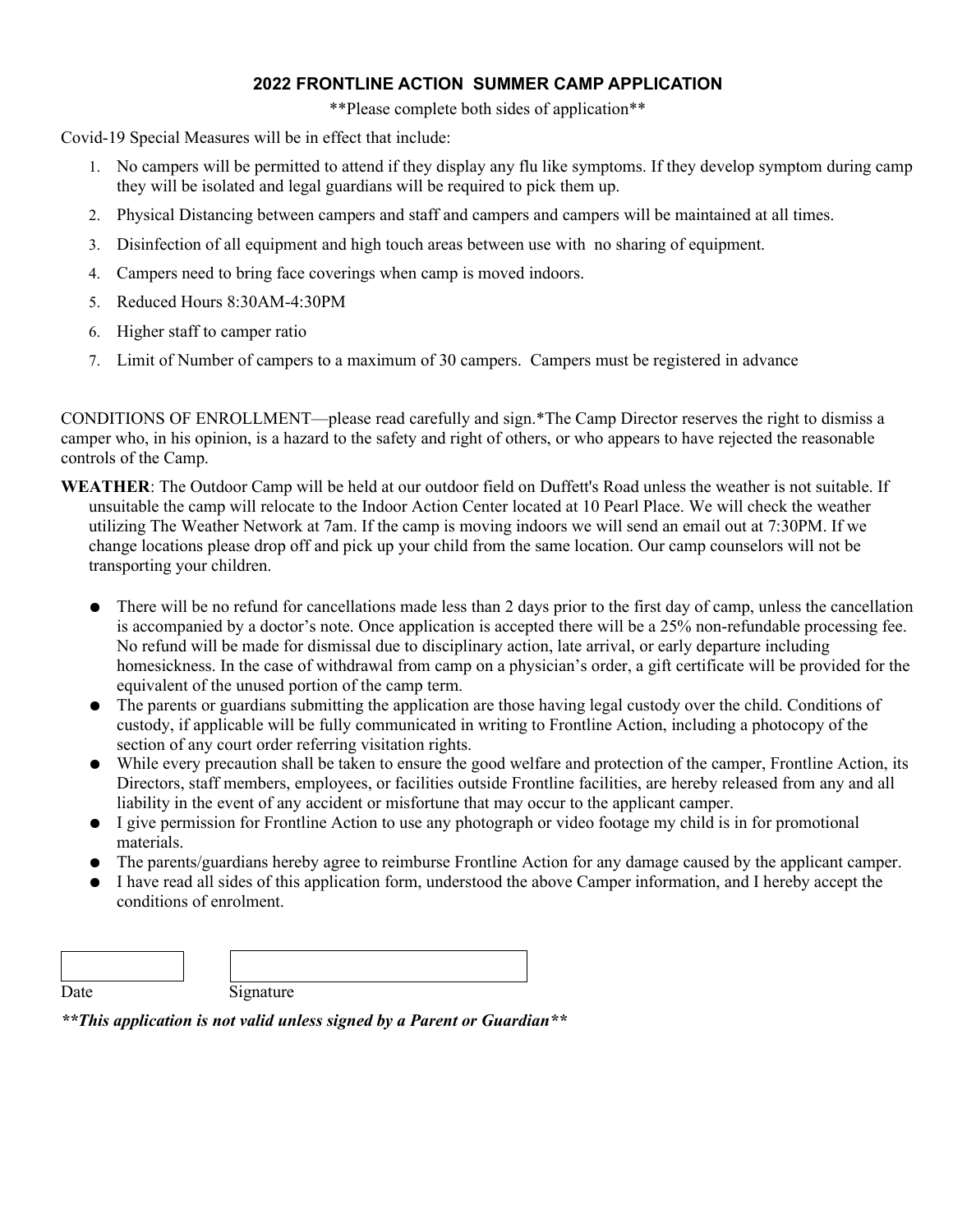# 2022 FRONTLINE ACTION SUMMER CAMP APPLICATION

**Please complete both sides of application**

Covid-19 Special Measures will be in effect that include:

1. No campers will be permitted to attend if they display any flu like symptoms. If they develop symptom during camp they will be isolated and legal guardians will be required to pick them up.
2. Physical Distancing between campers and staff and campers and campers will be maintained at all times.
3. Disinfection of all equipment and high touch areas between use with no sharing of equipment.
4. Campers need to bring face coverings when camp is moved indoors.
5. Reduced Hours 8:30AM-4:30PM
6. Higher staff to camper ratio
7. Limit of Number of campers to a maximum of 30 campers. Campers must be registered in advance

CONDITIONS OF ENROLLMENT—please read carefully and sign.*The Camp Director reserves the right to dismiss a camper who, in his opinion, is a hazard to the safety and right of others, or who appears to have rejected the reasonable controls of the Camp.

**WEATHER**: The Outdoor Camp will be held at our outdoor field on Duffett's Road unless the weather is not suitable. If unsuitable the camp will relocate to the Indoor Action Center located at 10 Pearl Place. We will check the weather utilizing The Weather Network at 7am. If the camp is moving indoors we will send an email out at 7:30PM. If we change locations please drop off and pick up your child from the same location. Our camp counselors will not be transporting your children.

- There will be no refund for cancellations made less than 2 days prior to the first day of camp, unless the cancellation is accompanied by a doctor's note. Once application is accepted there will be a 25% non-refundable processing fee. No refund will be made for dismissal due to disciplinary action, late arrival, or early departure including homesickness. In the case of withdrawal from camp on a physician's order, a gift certificate will be provided for the equivalent of the unused portion of the camp term.
- The parents or guardians submitting the application are those having legal custody over the child. Conditions of custody, if applicable will be fully communicated in writing to Frontline Action, including a photocopy of the section of any court order referring visitation rights.
- While every precaution shall be taken to ensure the good welfare and protection of the camper, Frontline Action, its Directors, staff members, employees, or facilities outside Frontline facilities, are hereby released from any and all liability in the event of any accident or misfortune that may occur to the applicant camper.
- I give permission for Frontline Action to use any photograph or video footage my child is in for promotional materials.
- The parents/guardians hereby agree to reimburse Frontline Action for any damage caused by the applicant camper.
- I have read all sides of this application form, understood the above Camper information, and I hereby accept the conditions of enrolment.

Date ______________ Signature ______________________________

***This application is not valid unless signed by a Parent or Guardian***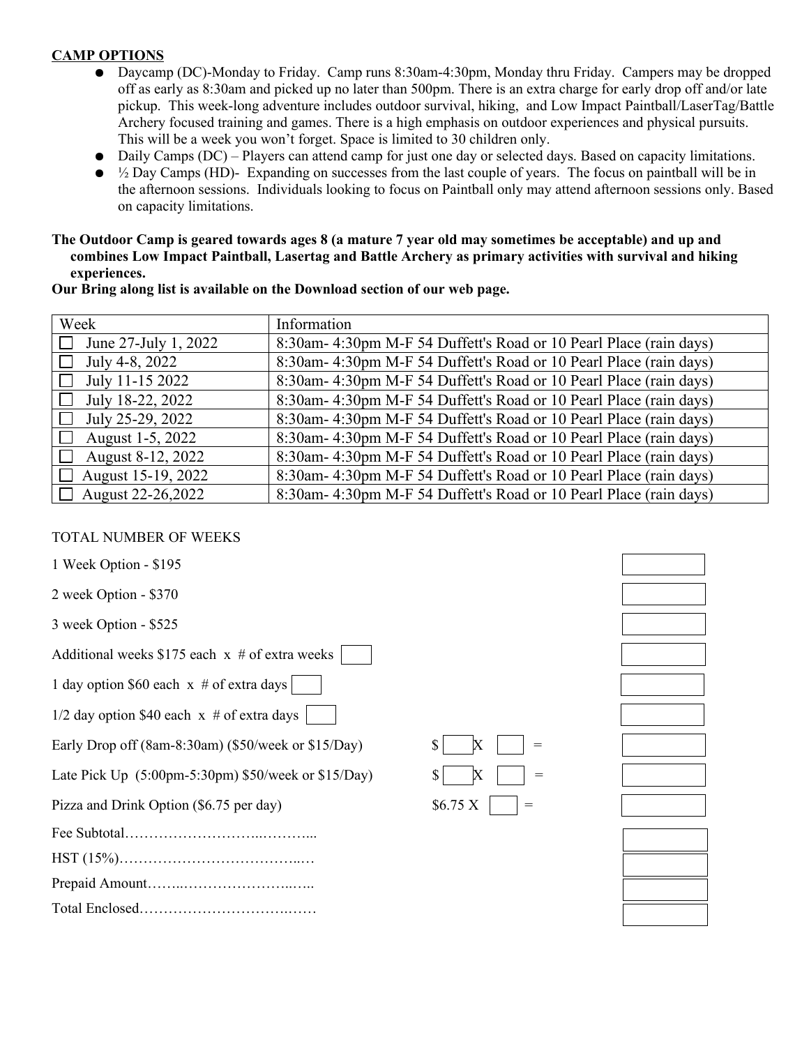**CAMP OPTIONS**

- Daycamp (DC)-Monday to Friday. Camp runs 8:30am-4:30pm, Monday thru Friday. Campers may be dropped off as early as 8:30am and picked up no later than 500pm. There is an extra charge for early drop off and/or late pickup. This week-long adventure includes outdoor survival, hiking, and Low Impact Paintball/LaserTag/Battle Archery focused training and games. There is a high emphasis on outdoor experiences and physical pursuits. This will be a week you won't forget. Space is limited to 30 children only.
- Daily Camps (DC) – Players can attend camp for just one day or selected days. Based on capacity limitations.
- ½ Day Camps (HD)- Expanding on successes from the last couple of years. The focus on paintball will be in the afternoon sessions. Individuals looking to focus on Paintball only may attend afternoon sessions only. Based on capacity limitations.

**The Outdoor Camp is geared towards ages 8 (a mature 7 year old may sometimes be acceptable) and up and combines Low Impact Paintball, Lasertag and Battle Archery as primary activities with survival and hiking experiences.**

**Our Bring along list is available on the Download section of our web page.**

| Week | Information |
|---|---|
| ☐ June 27-July 1, 2022 | 8:30am- 4:30pm M-F 54 Duffett's Road or 10 Pearl Place (rain days) |
| ☐ July 4-8, 2022 | 8:30am- 4:30pm M-F 54 Duffett's Road or 10 Pearl Place (rain days) |
| ☐ July 11-15 2022 | 8:30am- 4:30pm M-F 54 Duffett's Road or 10 Pearl Place (rain days) |
| ☐ July 18-22, 2022 | 8:30am- 4:30pm M-F 54 Duffett's Road or 10 Pearl Place (rain days) |
| ☐ July 25-29, 2022 | 8:30am- 4:30pm M-F 54 Duffett's Road or 10 Pearl Place (rain days) |
| ☐ August 1-5, 2022 | 8:30am- 4:30pm M-F 54 Duffett's Road or 10 Pearl Place (rain days) |
| ☐ August 8-12, 2022 | 8:30am- 4:30pm M-F 54 Duffett's Road or 10 Pearl Place (rain days) |
| ☐ August 15-19, 2022 | 8:30am- 4:30pm M-F 54 Duffett's Road or 10 Pearl Place (rain days) |
| ☐ August 22-26,2022 | 8:30am- 4:30pm M-F 54 Duffett's Road or 10 Pearl Place (rain days) |

TOTAL NUMBER OF WEEKS

| Item | Calculation | Amount |
|---|---|---|
| 1 Week Option - $195 | | ☐ |
| 2 week Option - $370 | | ☐ |
| 3 week Option - $525 | | ☐ |
| Additional weeks $175 each x # of extra weeks ☐ | | ☐ |
| 1 day option $60 each x # of extra days ☐ | | ☐ |
| 1/2 day option $40 each x # of extra days ☐ | | ☐ |
| Early Drop off (8am-8:30am) ($50/week or $15/Day) | $ ☐ X ☐ = | ☐ |
| Late Pick Up (5:00pm-5:30pm) $50/week or $15/Day) | $ ☐ X ☐ = | ☐ |
| Pizza and Drink Option ($6.75 per day) | $6.75 X ☐ = | ☐ |
| Fee Subtotal……………………..……….. | | ☐ |
| HST (15%)…………………………………..… | | ☐ |
| Prepaid Amount……..…………………..….. | | ☐ |
| Total Enclosed…………………………….…… | | ☐ |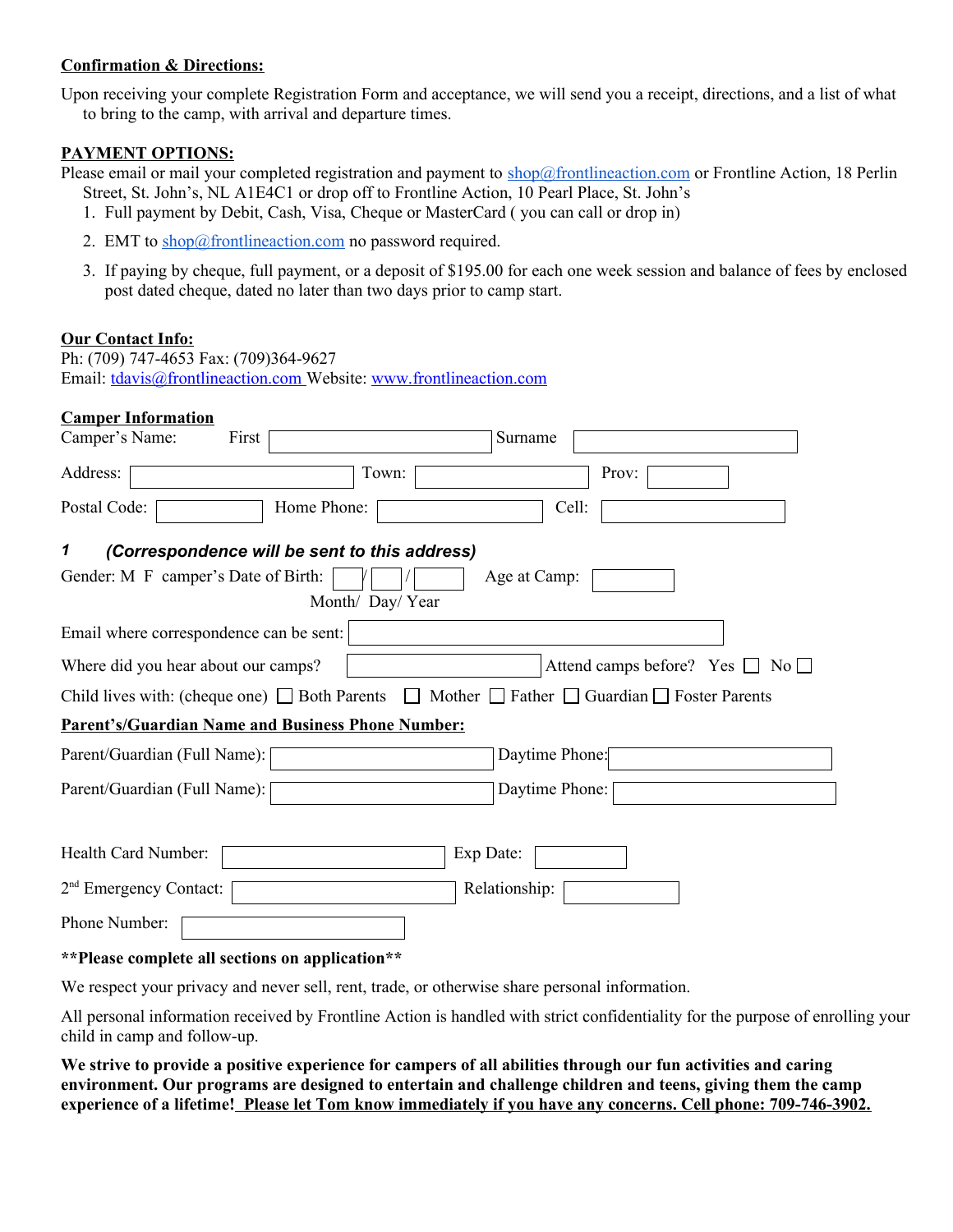**Confirmation & Directions:**

Upon receiving your complete Registration Form and acceptance, we will send you a receipt, directions, and a list of what to bring to the camp, with arrival and departure times.

**PAYMENT OPTIONS:**

Please email or mail your completed registration and payment to shop@frontlineaction.com or Frontline Action, 18 Perlin Street, St. John's, NL A1E4C1 or drop off to Frontline Action, 10 Pearl Place, St. John's

1. Full payment by Debit, Cash, Visa, Cheque or MasterCard ( you can call or drop in)
2. EMT to shop@frontlineaction.com no password required.
3. If paying by cheque, full payment, or a deposit of $195.00 for each one week session and balance of fees by enclosed post dated cheque, dated no later than two days prior to camp start.

**Our Contact Info:**

Ph: (709) 747-4653 Fax: (709)364-9627
Email: tdavis@frontlineaction.com Website: www.frontlineaction.com

**Camper Information**

Camper's Name: First ______ Surname ______

Address: ______ Town: ______ Prov: ______

Postal Code: ______ Home Phone: ______ Cell: ______

***1 (Correspondence will be sent to this address)***

Gender: M F camper's Date of Birth: ___/___/___ Age at Camp: ______
Month/ Day/ Year

Email where correspondence can be sent: ______

Where did you hear about our camps? ______ Attend camps before? Yes ☐ No ☐

Child lives with: (cheque one) ☐ Both Parents ☐ Mother ☐ Father ☐ Guardian ☐ Foster Parents

**Parent's/Guardian Name and Business Phone Number:**

Parent/Guardian (Full Name): ______ Daytime Phone: ______

Parent/Guardian (Full Name): ______ Daytime Phone: ______

Health Card Number: ______ Exp Date: ______

2nd Emergency Contact: ______ Relationship: ______

Phone Number: ______

**\*\*Please complete all sections on application\*\***

We respect your privacy and never sell, rent, trade, or otherwise share personal information.

All personal information received by Frontline Action is handled with strict confidentiality for the purpose of enrolling your child in camp and follow-up.

**We strive to provide a positive experience for campers of all abilities through our fun activities and caring environment. Our programs are designed to entertain and challenge children and teens, giving them the camp experience of a lifetime! Please let Tom know immediately if you have any concerns. Cell phone: 709-746-3902.**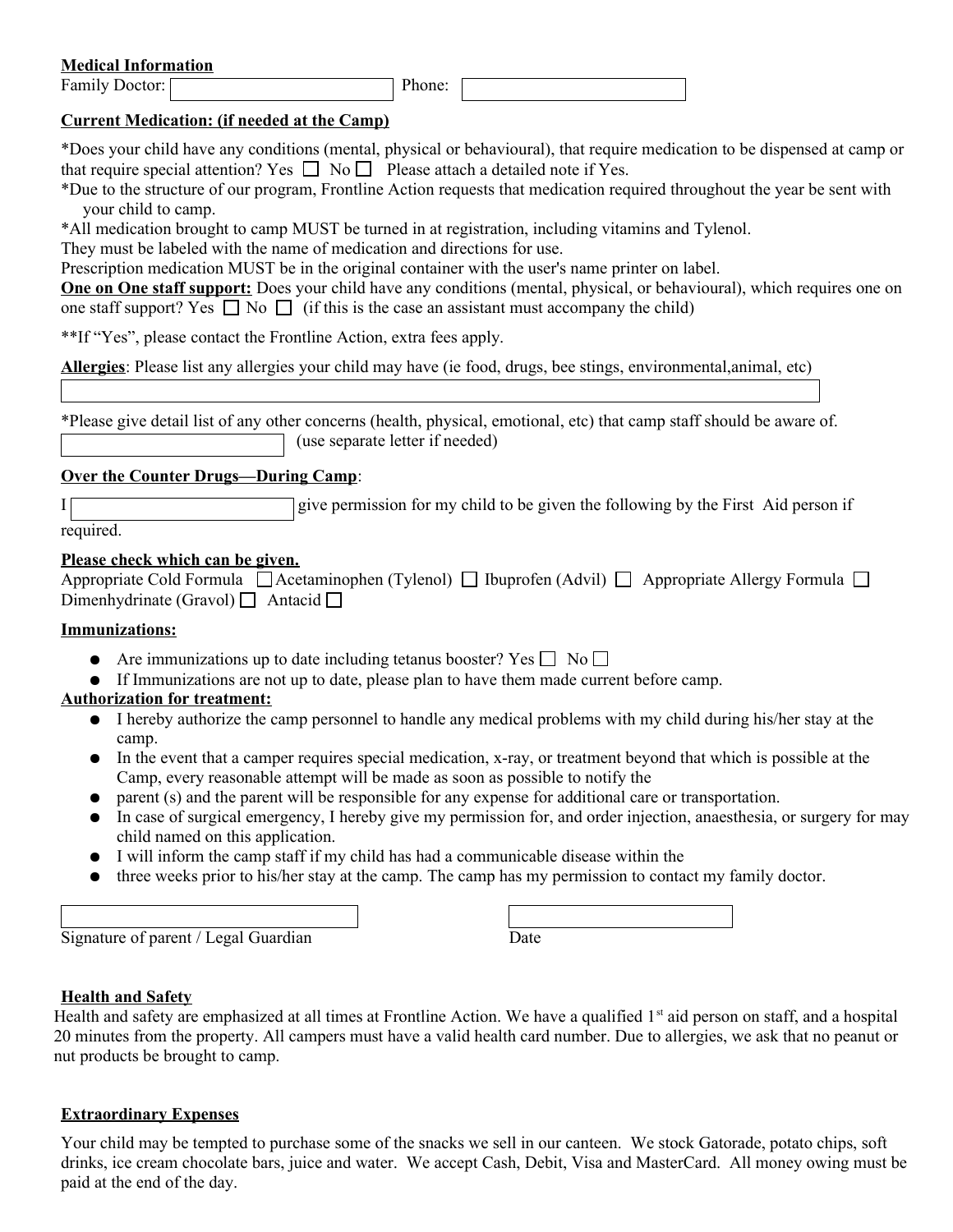**Medical Information**

Family Doctor: ____________ Phone: ____________

**Current Medication: (if needed at the Camp)**

*Does your child have any conditions (mental, physical or behavioural), that require medication to be dispensed at camp or that require special attention? Yes ☐ No ☐ Please attach a detailed note if Yes.

*Due to the structure of our program, Frontline Action requests that medication required throughout the year be sent with your child to camp.

*All medication brought to camp MUST be turned in at registration, including vitamins and Tylenol.

They must be labeled with the name of medication and directions for use.

Prescription medication MUST be in the original container with the user's name printer on label.

**One on One staff support:** Does your child have any conditions (mental, physical, or behavioural), which requires one on one staff support? Yes ☐ No ☐ (if this is the case an assistant must accompany the child)

**If "Yes", please contact the Frontline Action, extra fees apply.

**Allergies**: Please list any allergies your child may have (ie food, drugs, bee stings, environmental,animal, etc)

____________

*Please give detail list of any other concerns (health, physical, emotional, etc) that camp staff should be aware of.

____________ (use separate letter if needed)

**Over the Counter Drugs—During Camp**:

I ____________ give permission for my child to be given the following by the First Aid person if required.

**Please check which can be given.**

Appropriate Cold Formula ☐ Acetaminophen (Tylenol) ☐ Ibuprofen (Advil) ☐ Appropriate Allergy Formula ☐ Dimenhydrinate (Gravol) ☐ Antacid ☐

**Immunizations:**

- Are immunizations up to date including tetanus booster? Yes ☐ No ☐
- If Immunizations are not up to date, please plan to have them made current before camp.

**Authorization for treatment:**

- I hereby authorize the camp personnel to handle any medical problems with my child during his/her stay at the camp.
- In the event that a camper requires special medication, x-ray, or treatment beyond that which is possible at the Camp, every reasonable attempt will be made as soon as possible to notify the
- parent (s) and the parent will be responsible for any expense for additional care or transportation.
- In case of surgical emergency, I hereby give my permission for, and order injection, anaesthesia, or surgery for may child named on this application.
- I will inform the camp staff if my child has had a communicable disease within the
- three weeks prior to his/her stay at the camp. The camp has my permission to contact my family doctor.

____________ ____________

Signature of parent / Legal Guardian Date

**Health and Safety**

Health and safety are emphasized at all times at Frontline Action. We have a qualified 1st aid person on staff, and a hospital 20 minutes from the property. All campers must have a valid health card number. Due to allergies, we ask that no peanut or nut products be brought to camp.

**Extraordinary Expenses**

Your child may be tempted to purchase some of the snacks we sell in our canteen. We stock Gatorade, potato chips, soft drinks, ice cream chocolate bars, juice and water. We accept Cash, Debit, Visa and MasterCard. All money owing must be paid at the end of the day.